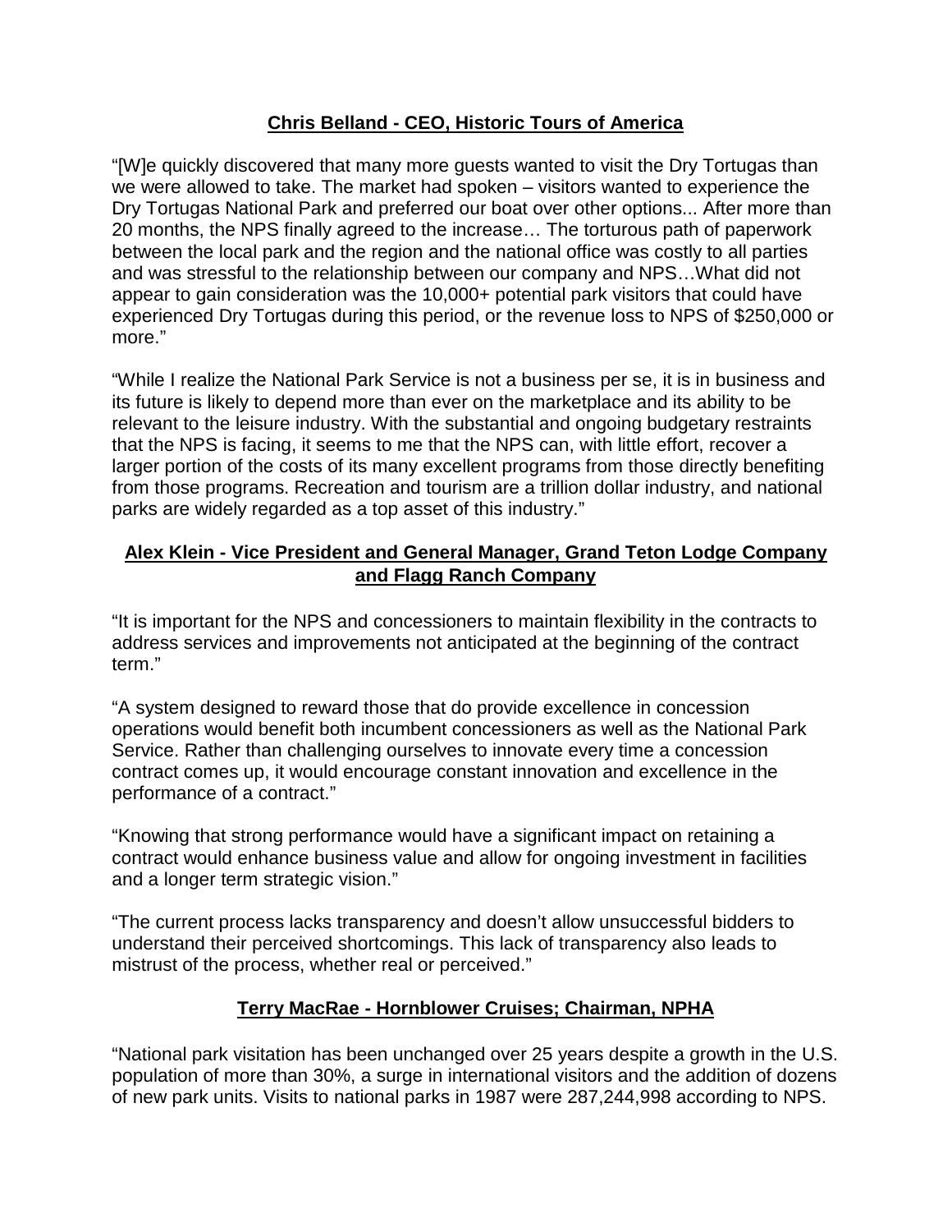## Chris Belland - CEO, Historic Tours of America

"[W]e quickly discovered that many more guests wanted to visit the Dry Tortugas than we were allowed to take. The market had spoken – visitors wanted to experience the Dry Tortugas National Park and preferred our boat over other options... After more than 20 months, the NPS finally agreed to the increase… The torturous path of paperwork between the local park and the region and the national office was costly to all parties and was stressful to the relationship between our company and NPS…What did not appear to gain consideration was the 10,000+ potential park visitors that could have experienced Dry Tortugas during this period, or the revenue loss to NPS of $250,000 or more."

"While I realize the National Park Service is not a business per se, it is in business and its future is likely to depend more than ever on the marketplace and its ability to be relevant to the leisure industry. With the substantial and ongoing budgetary restraints that the NPS is facing, it seems to me that the NPS can, with little effort, recover a larger portion of the costs of its many excellent programs from those directly benefiting from those programs. Recreation and tourism are a trillion dollar industry, and national parks are widely regarded as a top asset of this industry."

## Alex Klein - Vice President and General Manager, Grand Teton Lodge Company and Flagg Ranch Company

"It is important for the NPS and concessioners to maintain flexibility in the contracts to address services and improvements not anticipated at the beginning of the contract term."

"A system designed to reward those that do provide excellence in concession operations would benefit both incumbent concessioners as well as the National Park Service. Rather than challenging ourselves to innovate every time a concession contract comes up, it would encourage constant innovation and excellence in the performance of a contract."

"Knowing that strong performance would have a significant impact on retaining a contract would enhance business value and allow for ongoing investment in facilities and a longer term strategic vision."

"The current process lacks transparency and doesn't allow unsuccessful bidders to understand their perceived shortcomings. This lack of transparency also leads to mistrust of the process, whether real or perceived."

## Terry MacRae - Hornblower Cruises; Chairman, NPHA

"National park visitation has been unchanged over 25 years despite a growth in the U.S. population of more than 30%, a surge in international visitors and the addition of dozens of new park units. Visits to national parks in 1987 were 287,244,998 according to NPS.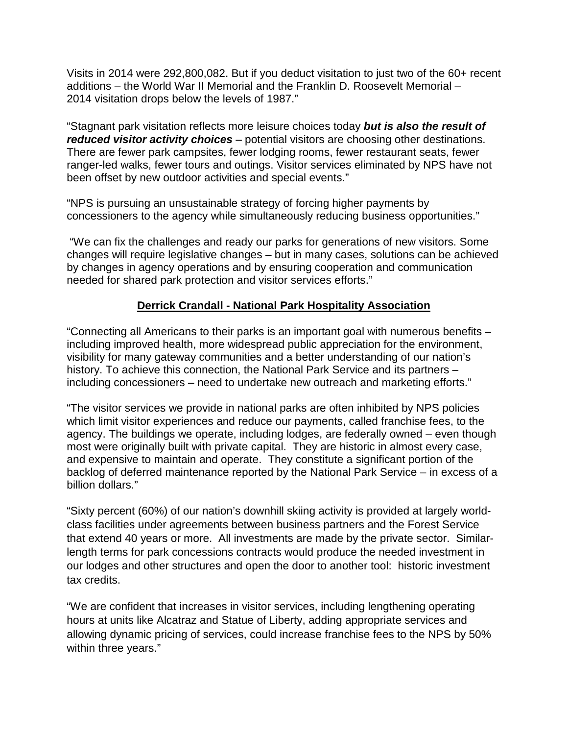Visits in 2014 were 292,800,082. But if you deduct visitation to just two of the 60+ recent additions – the World War II Memorial and the Franklin D. Roosevelt Memorial – 2014 visitation drops below the levels of 1987."

"Stagnant park visitation reflects more leisure choices today ***but is also the result of reduced visitor activity choices*** – potential visitors are choosing other destinations. There are fewer park campsites, fewer lodging rooms, fewer restaurant seats, fewer ranger-led walks, fewer tours and outings. Visitor services eliminated by NPS have not been offset by new outdoor activities and special events."

"NPS is pursuing an unsustainable strategy of forcing higher payments by concessioners to the agency while simultaneously reducing business opportunities."

"We can fix the challenges and ready our parks for generations of new visitors. Some changes will require legislative changes – but in many cases, solutions can be achieved by changes in agency operations and by ensuring cooperation and communication needed for shared park protection and visitor services efforts."

## Derrick Crandall - National Park Hospitality Association

"Connecting all Americans to their parks is an important goal with numerous benefits – including improved health, more widespread public appreciation for the environment, visibility for many gateway communities and a better understanding of our nation's history. To achieve this connection, the National Park Service and its partners – including concessioners – need to undertake new outreach and marketing efforts."

"The visitor services we provide in national parks are often inhibited by NPS policies which limit visitor experiences and reduce our payments, called franchise fees, to the agency. The buildings we operate, including lodges, are federally owned – even though most were originally built with private capital. They are historic in almost every case, and expensive to maintain and operate. They constitute a significant portion of the backlog of deferred maintenance reported by the National Park Service – in excess of a billion dollars."

"Sixty percent (60%) of our nation's downhill skiing activity is provided at largely world-class facilities under agreements between business partners and the Forest Service that extend 40 years or more. All investments are made by the private sector. Similar-length terms for park concessions contracts would produce the needed investment in our lodges and other structures and open the door to another tool: historic investment tax credits.

"We are confident that increases in visitor services, including lengthening operating hours at units like Alcatraz and Statue of Liberty, adding appropriate services and allowing dynamic pricing of services, could increase franchise fees to the NPS by 50% within three years."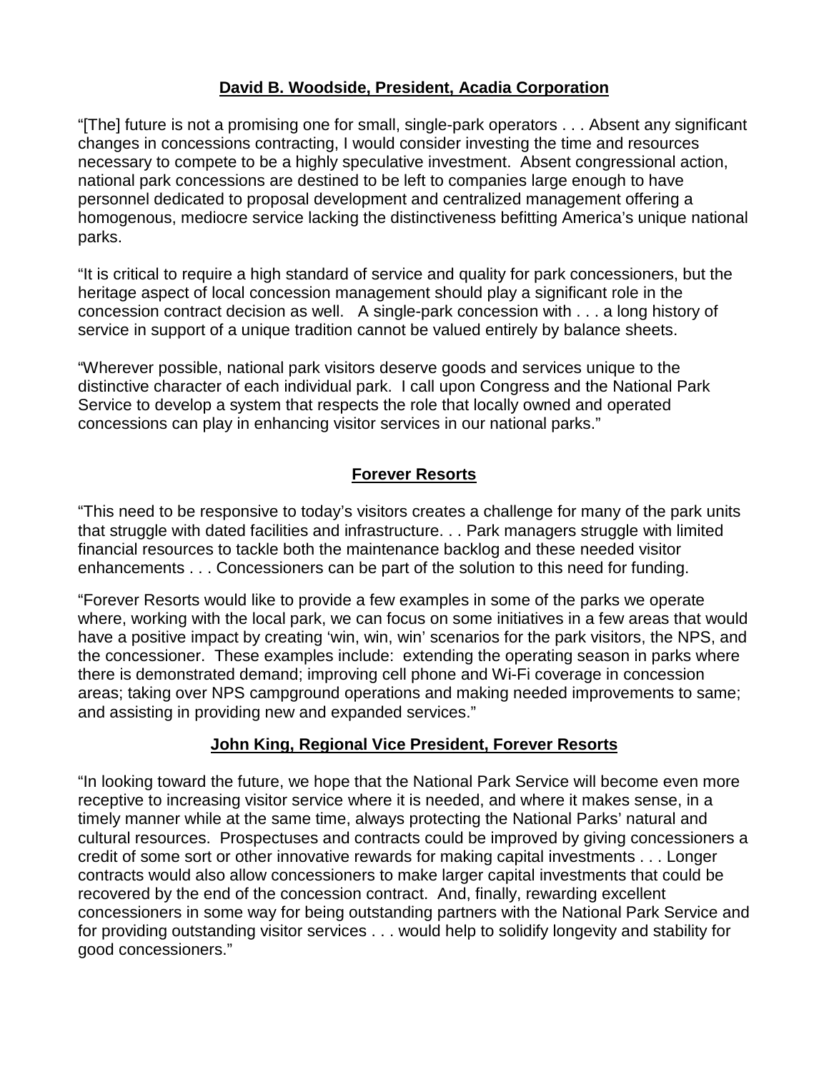## David B. Woodside, President, Acadia Corporation

"[The] future is not a promising one for small, single-park operators . . . Absent any significant changes in concessions contracting, I would consider investing the time and resources necessary to compete to be a highly speculative investment. Absent congressional action, national park concessions are destined to be left to companies large enough to have personnel dedicated to proposal development and centralized management offering a homogenous, mediocre service lacking the distinctiveness befitting America's unique national parks.

"It is critical to require a high standard of service and quality for park concessioners, but the heritage aspect of local concession management should play a significant role in the concession contract decision as well. A single-park concession with . . . a long history of service in support of a unique tradition cannot be valued entirely by balance sheets.

"Wherever possible, national park visitors deserve goods and services unique to the distinctive character of each individual park. I call upon Congress and the National Park Service to develop a system that respects the role that locally owned and operated concessions can play in enhancing visitor services in our national parks."

## Forever Resorts

"This need to be responsive to today's visitors creates a challenge for many of the park units that struggle with dated facilities and infrastructure. . . Park managers struggle with limited financial resources to tackle both the maintenance backlog and these needed visitor enhancements . . . Concessioners can be part of the solution to this need for funding.

"Forever Resorts would like to provide a few examples in some of the parks we operate where, working with the local park, we can focus on some initiatives in a few areas that would have a positive impact by creating 'win, win, win' scenarios for the park visitors, the NPS, and the concessioner. These examples include: extending the operating season in parks where there is demonstrated demand; improving cell phone and Wi-Fi coverage in concession areas; taking over NPS campground operations and making needed improvements to same; and assisting in providing new and expanded services."

## John King, Regional Vice President, Forever Resorts

"In looking toward the future, we hope that the National Park Service will become even more receptive to increasing visitor service where it is needed, and where it makes sense, in a timely manner while at the same time, always protecting the National Parks' natural and cultural resources. Prospectuses and contracts could be improved by giving concessioners a credit of some sort or other innovative rewards for making capital investments . . . Longer contracts would also allow concessioners to make larger capital investments that could be recovered by the end of the concession contract. And, finally, rewarding excellent concessioners in some way for being outstanding partners with the National Park Service and for providing outstanding visitor services . . . would help to solidify longevity and stability for good concessioners."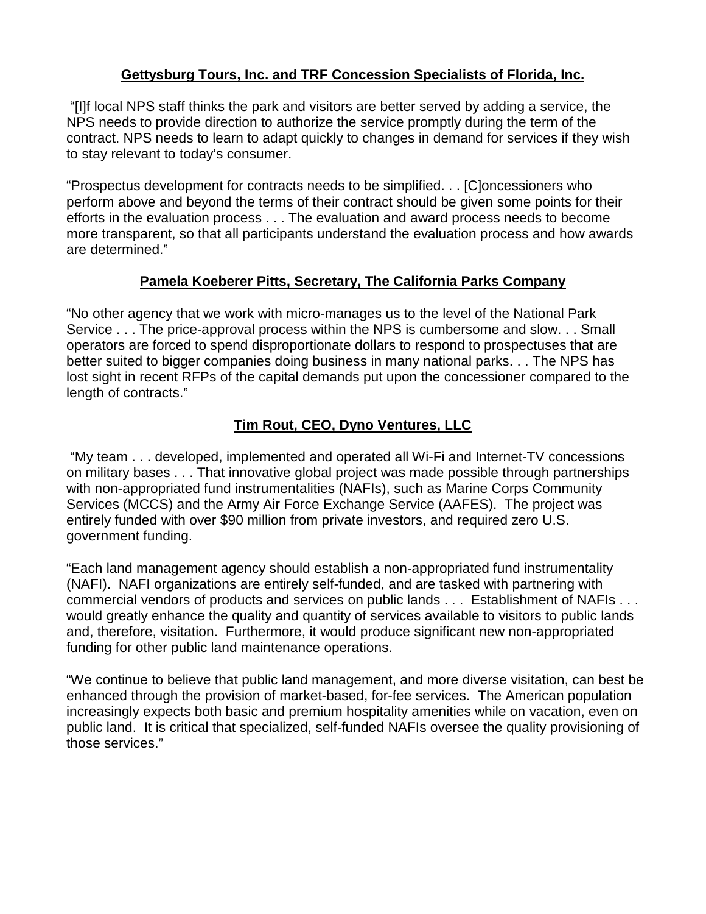## Gettysburg Tours, Inc. and TRF Concession Specialists of Florida, Inc.

"[I]f local NPS staff thinks the park and visitors are better served by adding a service, the NPS needs to provide direction to authorize the service promptly during the term of the contract. NPS needs to learn to adapt quickly to changes in demand for services if they wish to stay relevant to today's consumer.

"Prospectus development for contracts needs to be simplified. . . [C]oncessioners who perform above and beyond the terms of their contract should be given some points for their efforts in the evaluation process . . . The evaluation and award process needs to become more transparent, so that all participants understand the evaluation process and how awards are determined."

## Pamela Koeberer Pitts, Secretary, The California Parks Company

"No other agency that we work with micro-manages us to the level of the National Park Service . . . The price-approval process within the NPS is cumbersome and slow. . . Small operators are forced to spend disproportionate dollars to respond to prospectuses that are better suited to bigger companies doing business in many national parks. . . The NPS has lost sight in recent RFPs of the capital demands put upon the concessioner compared to the length of contracts."

## Tim Rout, CEO, Dyno Ventures, LLC

"My team . . . developed, implemented and operated all Wi-Fi and Internet-TV concessions on military bases . . . That innovative global project was made possible through partnerships with non-appropriated fund instrumentalities (NAFIs), such as Marine Corps Community Services (MCCS) and the Army Air Force Exchange Service (AAFES). The project was entirely funded with over $90 million from private investors, and required zero U.S. government funding.

"Each land management agency should establish a non-appropriated fund instrumentality (NAFI). NAFI organizations are entirely self-funded, and are tasked with partnering with commercial vendors of products and services on public lands . . . Establishment of NAFIs . . . would greatly enhance the quality and quantity of services available to visitors to public lands and, therefore, visitation. Furthermore, it would produce significant new non-appropriated funding for other public land maintenance operations.

"We continue to believe that public land management, and more diverse visitation, can best be enhanced through the provision of market-based, for-fee services. The American population increasingly expects both basic and premium hospitality amenities while on vacation, even on public land. It is critical that specialized, self-funded NAFIs oversee the quality provisioning of those services."